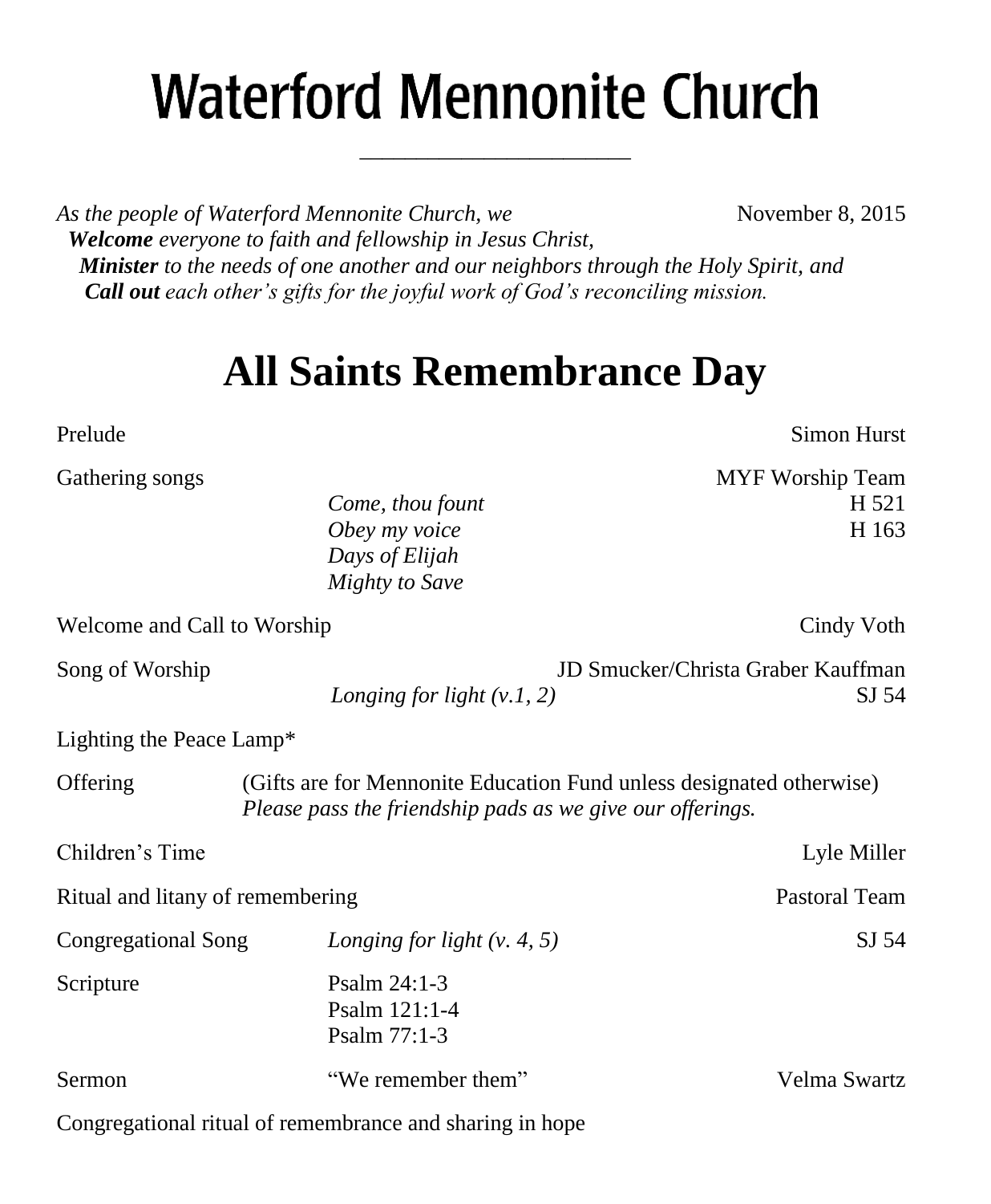# Waterford Mennonite Church

*As the people of Waterford Mennonite Church, we* November 8, 2015
***Welcome** everyone to faith and fellowship in Jesus Christ,*
***Minister** to the needs of one another and our neighbors through the Holy Spirit, and*
***Call out** each other's gifts for the joyful work of God's reconciling mission.*

## All Saints Remembrance Day

Prelude — Simon Hurst

Gathering songs — MYF Worship Team
- *Come, thou fount* — H 521
- *Obey my voice* — H 163
- *Days of Elijah*
- *Mighty to Save*

Welcome and Call to Worship — Cindy Voth

Song of Worship — JD Smucker/Christa Graber Kauffman
- *Longing for light (v.1, 2)* — SJ 54

Lighting the Peace Lamp*

Offering (Gifts are for Mennonite Education Fund unless designated otherwise)
*Please pass the friendship pads as we give our offerings.*

Children's Time — Lyle Miller

Ritual and litany of remembering — Pastoral Team

Congregational Song — *Longing for light (v. 4, 5)* — SJ 54

Scripture
- Psalm 24:1-3
- Psalm 121:1-4
- Psalm 77:1-3

Sermon — "We remember them" — Velma Swartz

Congregational ritual of remembrance and sharing in hope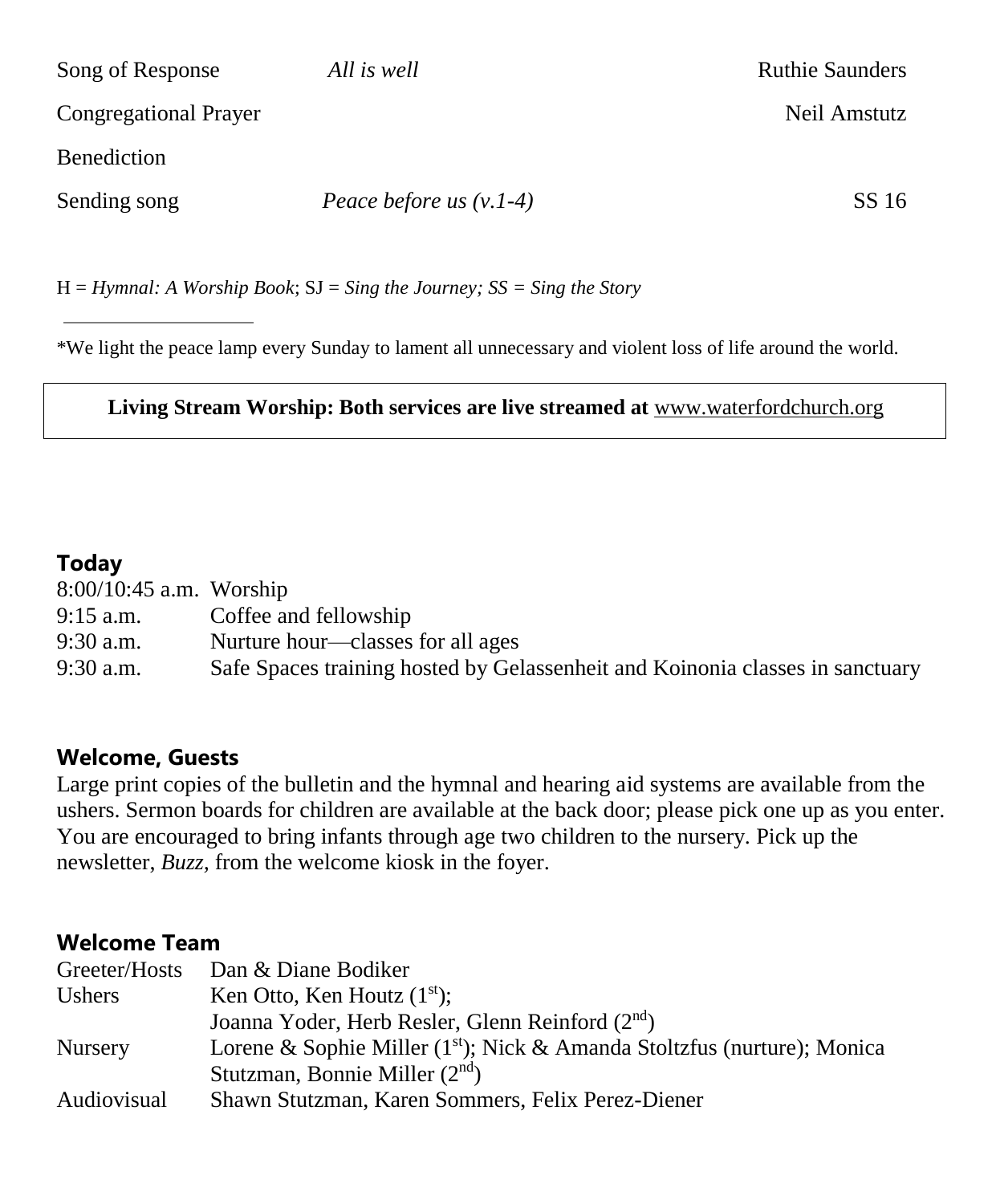| | | |
|---|---|---|
| Song of Response | *All is well* | Ruthie Saunders |
| Congregational Prayer | | Neil Amstutz |
| Benediction | | |
| Sending song | *Peace before us (v.1-4)* | SS 16 |

H = *Hymnal: A Worship Book*; SJ = *Sing the Journey; SS = Sing the Story*

---

*We light the peace lamp every Sunday to lament all unnecessary and violent loss of life around the world.

**Living Stream Worship: Both services are live streamed at** www.waterfordchurch.org

## Today

| | |
|---|---|
| 8:00/10:45 a.m. | Worship |
| 9:15 a.m. | Coffee and fellowship |
| 9:30 a.m. | Nurture hour—classes for all ages |
| 9:30 a.m. | Safe Spaces training hosted by Gelassenheit and Koinonia classes in sanctuary |

## Welcome, Guests

Large print copies of the bulletin and the hymnal and hearing aid systems are available from the ushers. Sermon boards for children are available at the back door; please pick one up as you enter. You are encouraged to bring infants through age two children to the nursery. Pick up the newsletter, *Buzz*, from the welcome kiosk in the foyer.

## Welcome Team

| | |
|---|---|
| Greeter/Hosts | Dan & Diane Bodiker |
| Ushers | Ken Otto, Ken Houtz (1st); Joanna Yoder, Herb Resler, Glenn Reinford (2nd) |
| Nursery | Lorene & Sophie Miller (1st); Nick & Amanda Stoltzfus (nurture); Monica Stutzman, Bonnie Miller (2nd) |
| Audiovisual | Shawn Stutzman, Karen Sommers, Felix Perez-Diener |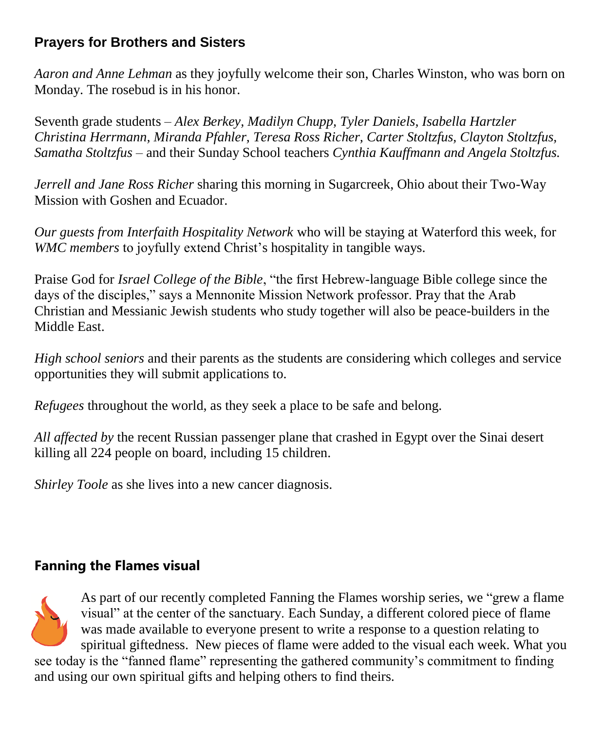## Prayers for Brothers and Sisters

*Aaron and Anne Lehman* as they joyfully welcome their son, Charles Winston, who was born on Monday. The rosebud is in his honor.

Seventh grade students – *Alex Berkey, Madilyn Chupp, Tyler Daniels, Isabella Hartzler Christina Herrmann, Miranda Pfahler, Teresa Ross Richer, Carter Stoltzfus, Clayton Stoltzfus, Samatha Stoltzfus* – and their Sunday School teachers *Cynthia Kauffmann and Angela Stoltzfus.*

*Jerrell and Jane Ross Richer* sharing this morning in Sugarcreek, Ohio about their Two-Way Mission with Goshen and Ecuador.

*Our guests from Interfaith Hospitality Network* who will be staying at Waterford this week, for *WMC members* to joyfully extend Christ's hospitality in tangible ways.

Praise God for *Israel College of the Bible*, "the first Hebrew-language Bible college since the days of the disciples," says a Mennonite Mission Network professor. Pray that the Arab Christian and Messianic Jewish students who study together will also be peace-builders in the Middle East.

*High school seniors* and their parents as the students are considering which colleges and service opportunities they will submit applications to.

*Refugees* throughout the world, as they seek a place to be safe and belong.

*All affected by* the recent Russian passenger plane that crashed in Egypt over the Sinai desert killing all 224 people on board, including 15 children.

*Shirley Toole* as she lives into a new cancer diagnosis.

## Fanning the Flames visual

As part of our recently completed Fanning the Flames worship series, we "grew a flame visual" at the center of the sanctuary. Each Sunday, a different colored piece of flame was made available to everyone present to write a response to a question relating to spiritual giftedness. New pieces of flame were added to the visual each week. What you see today is the "fanned flame" representing the gathered community's commitment to finding and using our own spiritual gifts and helping others to find theirs.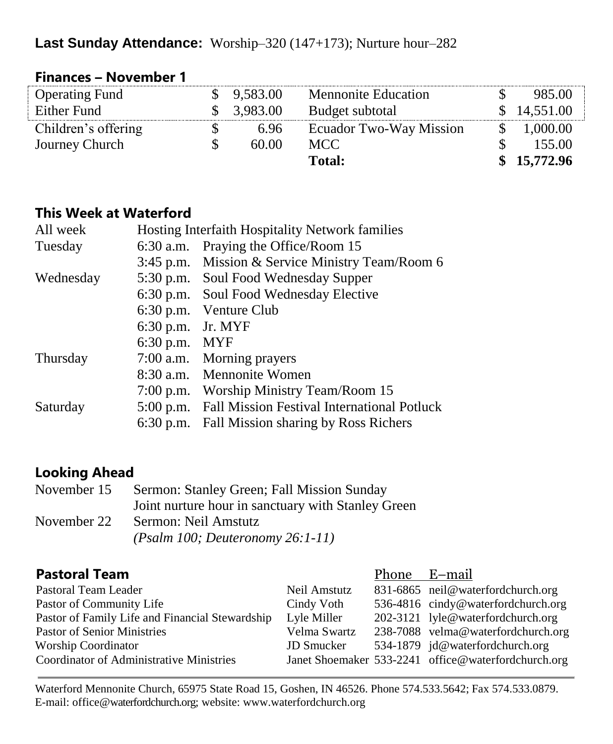**Last Sunday Attendance:** Worship–320 (147+173); Nurture hour–282

## Finances – November 1

| | | | |
|---|---|---|---|
| Operating Fund | $ 9,583.00 | Mennonite Education | $ 985.00 |
| Either Fund | $ 3,983.00 | Budget subtotal | $ 14,551.00 |
| Children's offering | $ 6.96 | Ecuador Two-Way Mission | $ 1,000.00 |
| Journey Church | $ 60.00 | MCC | $ 155.00 |
| | | **Total:** | **$ 15,772.96** |

## This Week at Waterford

| | | |
|---|---|---|
| All week | Hosting Interfaith Hospitality Network families | |
| Tuesday | 6:30 a.m. | Praying the Office/Room 15 |
| | 3:45 p.m. | Mission & Service Ministry Team/Room 6 |
| Wednesday | 5:30 p.m. | Soul Food Wednesday Supper |
| | 6:30 p.m. | Soul Food Wednesday Elective |
| | 6:30 p.m. | Venture Club |
| | 6:30 p.m. | Jr. MYF |
| | 6:30 p.m. | MYF |
| Thursday | 7:00 a.m. | Morning prayers |
| | 8:30 a.m. | Mennonite Women |
| | 7:00 p.m. | Worship Ministry Team/Room 15 |
| Saturday | 5:00 p.m. | Fall Mission Festival International Potluck |
| | 6:30 p.m. | Fall Mission sharing by Ross Richers |

## Looking Ahead

| | |
|---|---|
| November 15 | Sermon: Stanley Green; Fall Mission Sunday |
| | Joint nurture hour in sanctuary with Stanley Green |
| November 22 | Sermon: Neil Amstutz |
| | *(Psalm 100; Deuteronomy 26:1-11)* |

## Pastoral Team

| | | Phone | E–mail |
|---|---|---|---|
| Pastoral Team Leader | Neil Amstutz | 831-6865 | neil@waterfordchurch.org |
| Pastor of Community Life | Cindy Voth | 536-4816 | cindy@waterfordchurch.org |
| Pastor of Family Life and Financial Stewardship | Lyle Miller | 202-3121 | lyle@waterfordchurch.org |
| Pastor of Senior Ministries | Velma Swartz | 238-7088 | velma@waterfordchurch.org |
| Worship Coordinator | JD Smucker | 534-1879 | jd@waterfordchurch.org |
| Coordinator of Administrative Ministries | Janet Shoemaker | 533-2241 | office@waterfordchurch.org |

Waterford Mennonite Church, 65975 State Road 15, Goshen, IN 46526. Phone 574.533.5642; Fax 574.533.0879.
E-mail: office@waterfordchurch.org; website: www.waterfordchurch.org